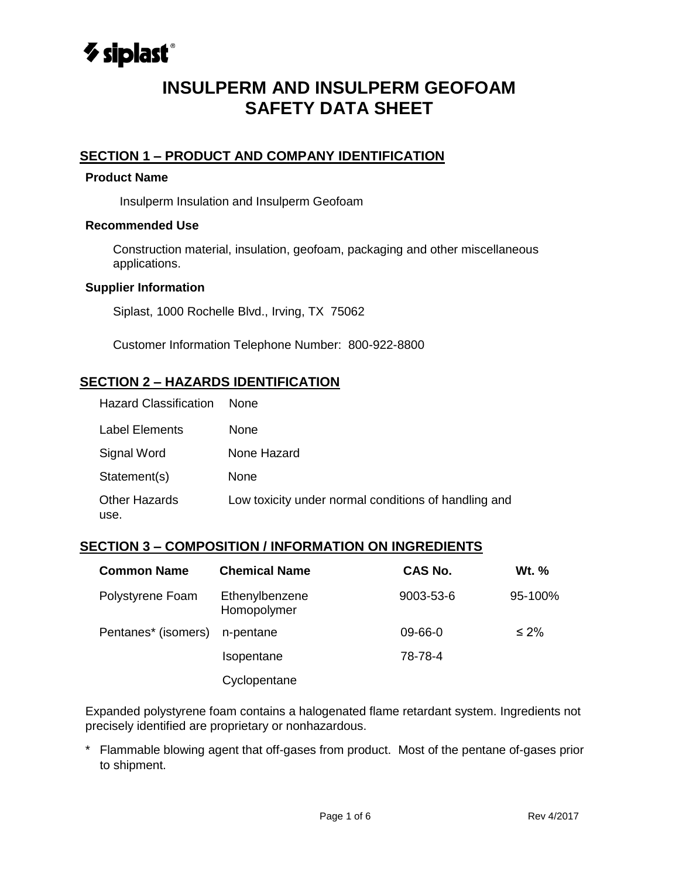siplast®

# INSULPERM AND INSULPERM GEOFOAM SAFETY DATA SHEET

## SECTION 1 – PRODUCT AND COMPANY IDENTIFICATION

### Product Name

Insulperm Insulation and Insulperm Geofoam

### Recommended Use

Construction material, insulation, geofoam, packaging and other miscellaneous applications.

### Supplier Information

Siplast, 1000 Rochelle Blvd., Irving, TX 75062

Customer Information Telephone Number: 800-922-8800

## SECTION 2 – HAZARDS IDENTIFICATION

| | |
|---|---|
| Hazard Classification | None |
| Label Elements | None |
| Signal Word | None Hazard |
| Statement(s) | None |
| Other Hazards | Low toxicity under normal conditions of handling and use. |

## SECTION 3 – COMPOSITION / INFORMATION ON INGREDIENTS

| Common Name | Chemical Name | CAS No. | Wt. % |
|---|---|---|---|
| Polystyrene Foam | Ethenylbenzene Homopolymer | 9003-53-6 | 95-100% |
| Pentanes* (isomers) | n-pentane | 09-66-0 | ≤ 2% |
| | Isopentane | 78-78-4 | |
| | Cyclopentane | | |

Expanded polystyrene foam contains a halogenated flame retardant system. Ingredients not precisely identified are proprietary or nonhazardous.

\* Flammable blowing agent that off-gases from product. Most of the pentane of-gases prior to shipment.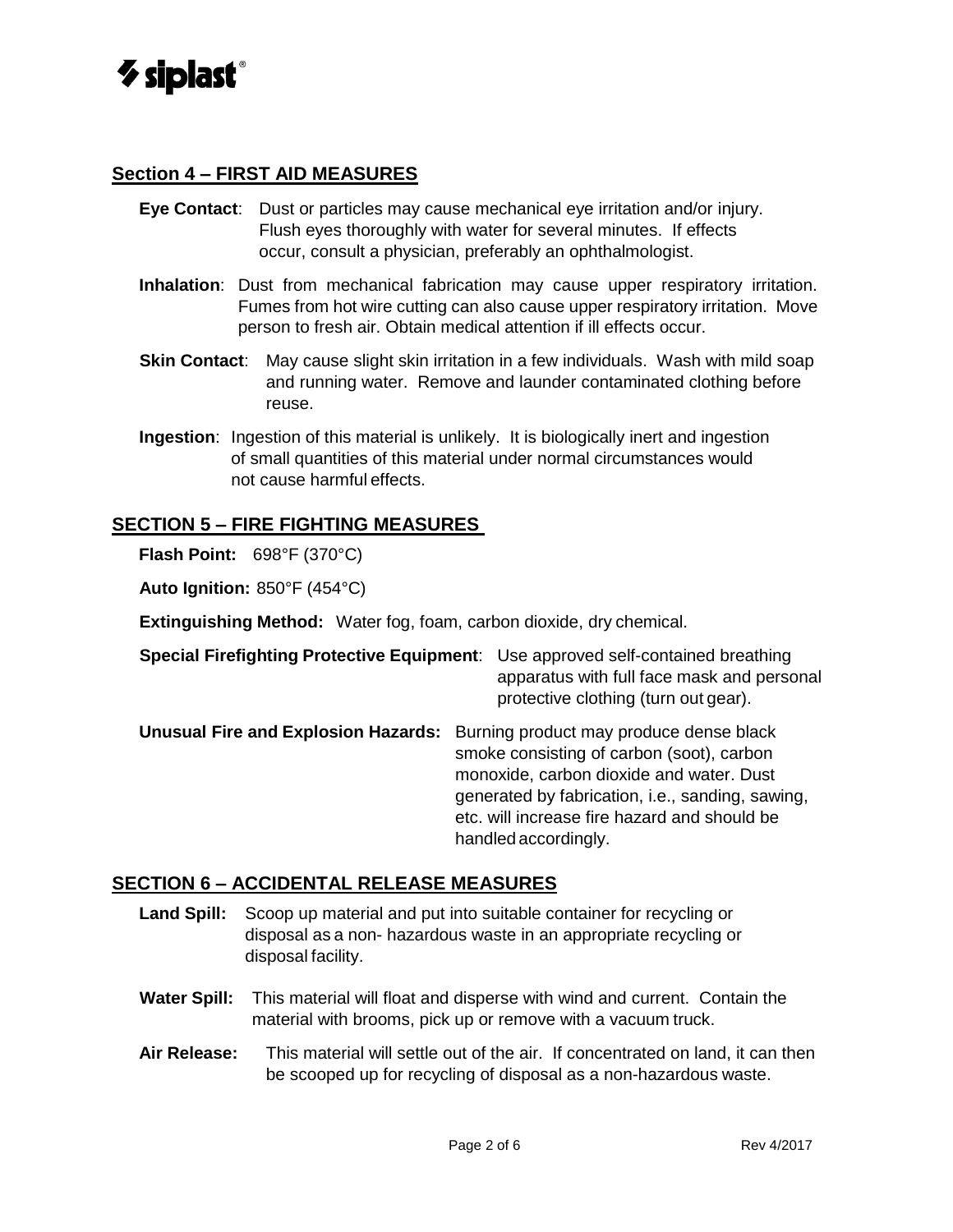## Section 4 – FIRST AID MEASURES

**Eye Contact**: Dust or particles may cause mechanical eye irritation and/or injury. Flush eyes thoroughly with water for several minutes. If effects occur, consult a physician, preferably an ophthalmologist.

**Inhalation**: Dust from mechanical fabrication may cause upper respiratory irritation. Fumes from hot wire cutting can also cause upper respiratory irritation. Move person to fresh air. Obtain medical attention if ill effects occur.

**Skin Contact**: May cause slight skin irritation in a few individuals. Wash with mild soap and running water. Remove and launder contaminated clothing before reuse.

**Ingestion**: Ingestion of this material is unlikely. It is biologically inert and ingestion of small quantities of this material under normal circumstances would not cause harmful effects.

## SECTION 5 – FIRE FIGHTING MEASURES

**Flash Point:** 698°F (370°C)

**Auto Ignition:** 850°F (454°C)

**Extinguishing Method:** Water fog, foam, carbon dioxide, dry chemical.

**Special Firefighting Protective Equipment**: Use approved self-contained breathing apparatus with full face mask and personal protective clothing (turn out gear).

**Unusual Fire and Explosion Hazards:** Burning product may produce dense black smoke consisting of carbon (soot), carbon monoxide, carbon dioxide and water. Dust generated by fabrication, i.e., sanding, sawing, etc. will increase fire hazard and should be handled accordingly.

## SECTION 6 – ACCIDENTAL RELEASE MEASURES

**Land Spill:** Scoop up material and put into suitable container for recycling or disposal as a non- hazardous waste in an appropriate recycling or disposal facility.

**Water Spill:** This material will float and disperse with wind and current. Contain the material with brooms, pick up or remove with a vacuum truck.

**Air Release:** This material will settle out of the air. If concentrated on land, it can then be scooped up for recycling of disposal as a non-hazardous waste.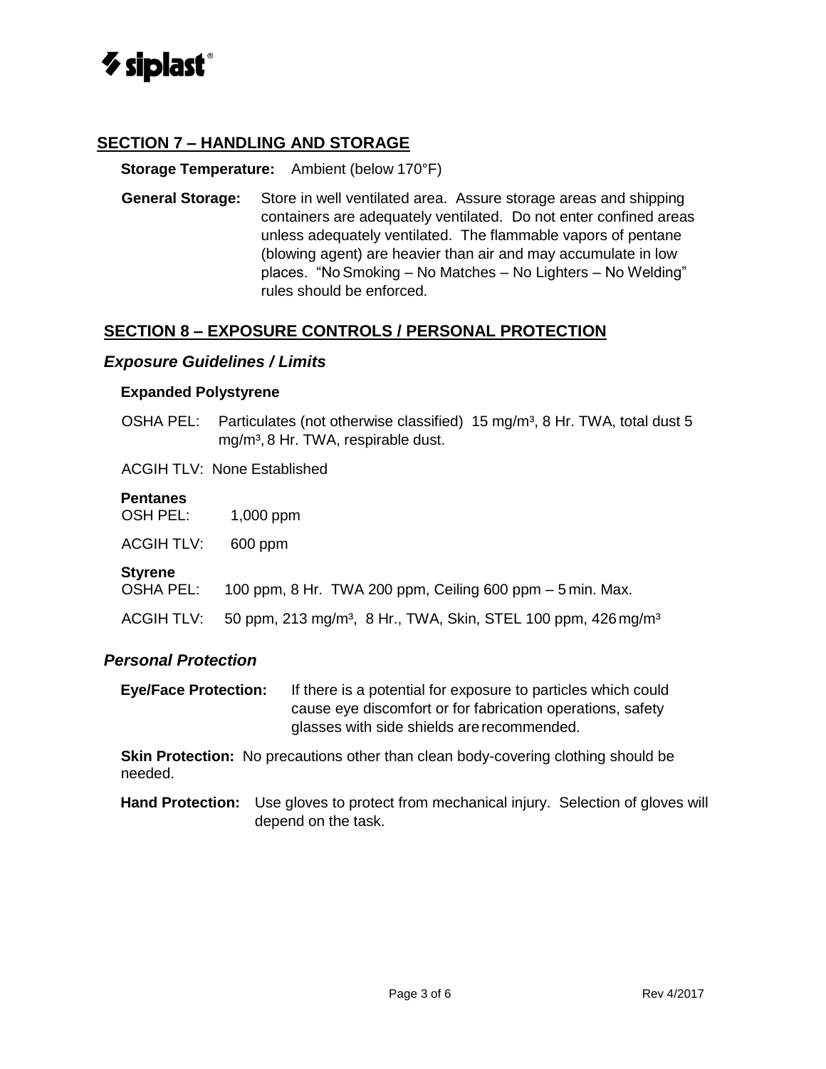## SECTION 7 – HANDLING AND STORAGE

**Storage Temperature:** Ambient (below 170°F)

**General Storage:** Store in well ventilated area. Assure storage areas and shipping containers are adequately ventilated. Do not enter confined areas unless adequately ventilated. The flammable vapors of pentane (blowing agent) are heavier than air and may accumulate in low places. "No Smoking – No Matches – No Lighters – No Welding" rules should be enforced.

## SECTION 8 – EXPOSURE CONTROLS / PERSONAL PROTECTION

### *Exposure Guidelines / Limits*

**Expanded Polystyrene**

OSHA PEL: Particulates (not otherwise classified) 15 mg/m³, 8 Hr. TWA, total dust 5 mg/m³, 8 Hr. TWA, respirable dust.

ACGIH TLV: None Established

**Pentanes**

OSH PEL: 1,000 ppm

ACGIH TLV: 600 ppm

**Styrene**

OSHA PEL: 100 ppm, 8 Hr. TWA 200 ppm, Ceiling 600 ppm – 5 min. Max.

ACGIH TLV: 50 ppm, 213 mg/m³, 8 Hr., TWA, Skin, STEL 100 ppm, 426 mg/m³

### *Personal Protection*

**Eye/Face Protection:** If there is a potential for exposure to particles which could cause eye discomfort or for fabrication operations, safety glasses with side shields are recommended.

**Skin Protection:** No precautions other than clean body-covering clothing should be needed.

**Hand Protection:** Use gloves to protect from mechanical injury. Selection of gloves will depend on the task.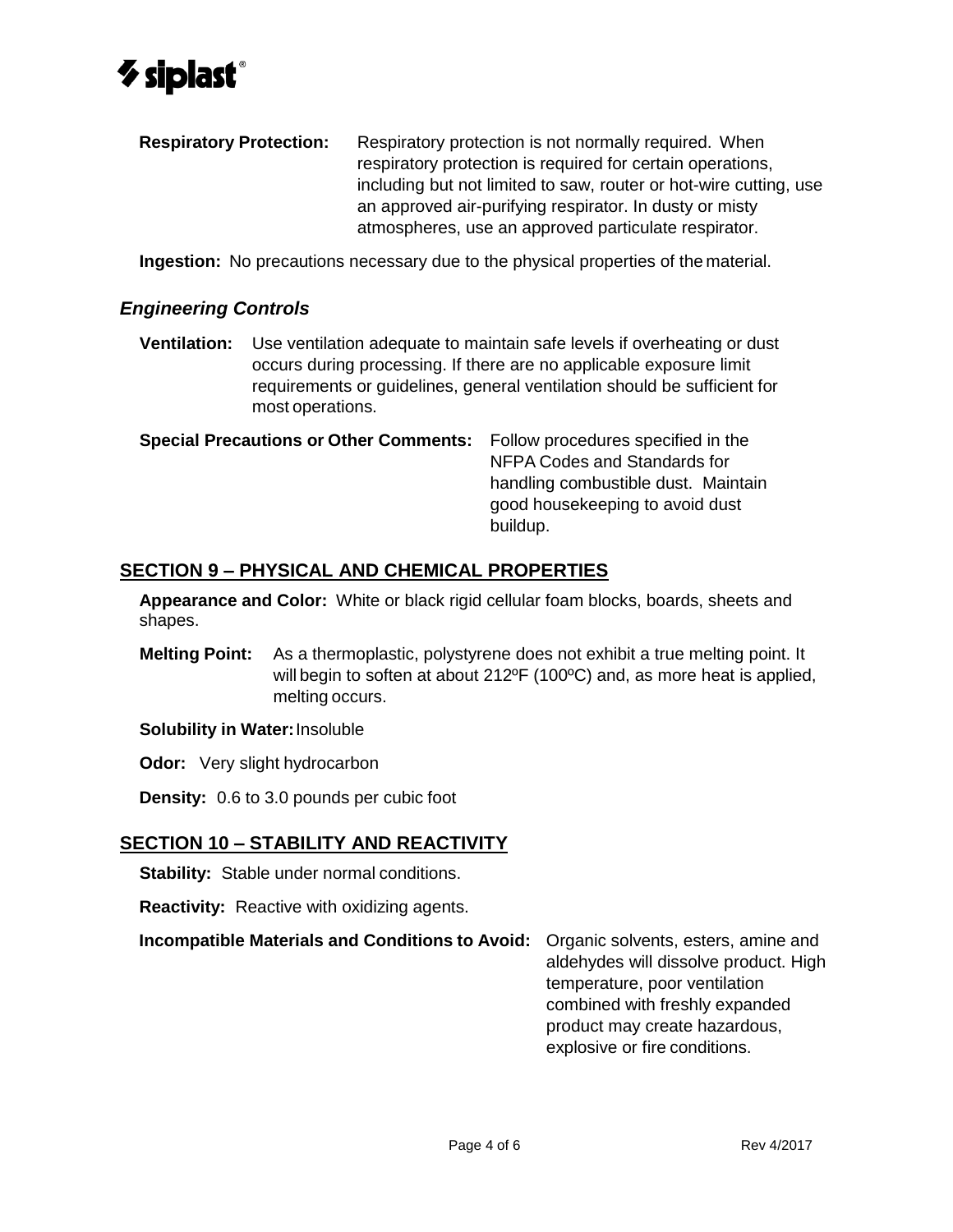**Respiratory Protection:** Respiratory protection is not normally required. When respiratory protection is required for certain operations, including but not limited to saw, router or hot-wire cutting, use an approved air-purifying respirator. In dusty or misty atmospheres, use an approved particulate respirator.

**Ingestion:** No precautions necessary due to the physical properties of the material.

### *Engineering Controls*

**Ventilation:** Use ventilation adequate to maintain safe levels if overheating or dust occurs during processing. If there are no applicable exposure limit requirements or guidelines, general ventilation should be sufficient for most operations.

**Special Precautions or Other Comments:** Follow procedures specified in the NFPA Codes and Standards for handling combustible dust. Maintain good housekeeping to avoid dust buildup.

## SECTION 9 – PHYSICAL AND CHEMICAL PROPERTIES

**Appearance and Color:** White or black rigid cellular foam blocks, boards, sheets and shapes.

**Melting Point:** As a thermoplastic, polystyrene does not exhibit a true melting point. It will begin to soften at about 212ºF (100ºC) and, as more heat is applied, melting occurs.

**Solubility in Water:** Insoluble

**Odor:** Very slight hydrocarbon

**Density:** 0.6 to 3.0 pounds per cubic foot

## SECTION 10 – STABILITY AND REACTIVITY

**Stability:** Stable under normal conditions.

**Reactivity:** Reactive with oxidizing agents.

**Incompatible Materials and Conditions to Avoid:** Organic solvents, esters, amine and aldehydes will dissolve product. High temperature, poor ventilation combined with freshly expanded product may create hazardous, explosive or fire conditions.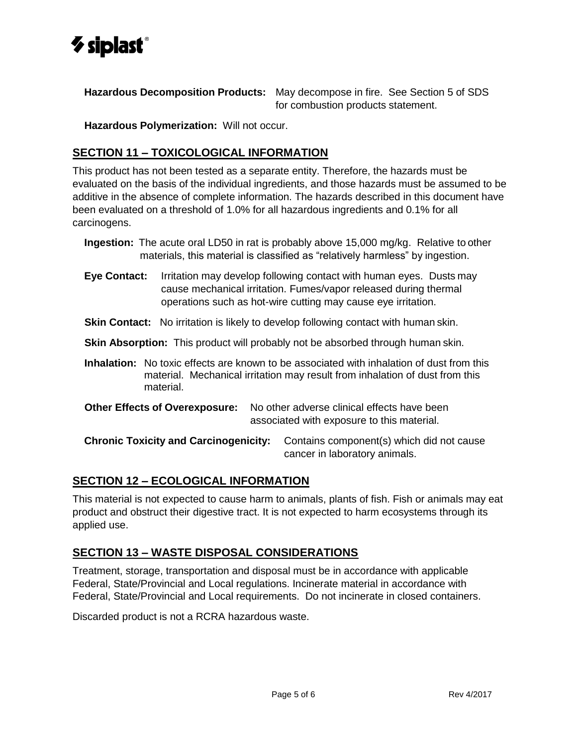**Hazardous Decomposition Products:** May decompose in fire. See Section 5 of SDS for combustion products statement.

**Hazardous Polymerization:** Will not occur.

## SECTION 11 – TOXICOLOGICAL INFORMATION

This product has not been tested as a separate entity. Therefore, the hazards must be evaluated on the basis of the individual ingredients, and those hazards must be assumed to be additive in the absence of complete information. The hazards described in this document have been evaluated on a threshold of 1.0% for all hazardous ingredients and 0.1% for all carcinogens.

**Ingestion:** The acute oral LD50 in rat is probably above 15,000 mg/kg. Relative to other materials, this material is classified as "relatively harmless" by ingestion.

**Eye Contact:** Irritation may develop following contact with human eyes. Dusts may cause mechanical irritation. Fumes/vapor released during thermal operations such as hot-wire cutting may cause eye irritation.

**Skin Contact:** No irritation is likely to develop following contact with human skin.

**Skin Absorption:** This product will probably not be absorbed through human skin.

**Inhalation:** No toxic effects are known to be associated with inhalation of dust from this material. Mechanical irritation may result from inhalation of dust from this material.

**Other Effects of Overexposure:** No other adverse clinical effects have been associated with exposure to this material.

**Chronic Toxicity and Carcinogenicity:** Contains component(s) which did not cause cancer in laboratory animals.

## SECTION 12 – ECOLOGICAL INFORMATION

This material is not expected to cause harm to animals, plants of fish. Fish or animals may eat product and obstruct their digestive tract. It is not expected to harm ecosystems through its applied use.

## SECTION 13 – WASTE DISPOSAL CONSIDERATIONS

Treatment, storage, transportation and disposal must be in accordance with applicable Federal, State/Provincial and Local regulations. Incinerate material in accordance with Federal, State/Provincial and Local requirements. Do not incinerate in closed containers.

Discarded product is not a RCRA hazardous waste.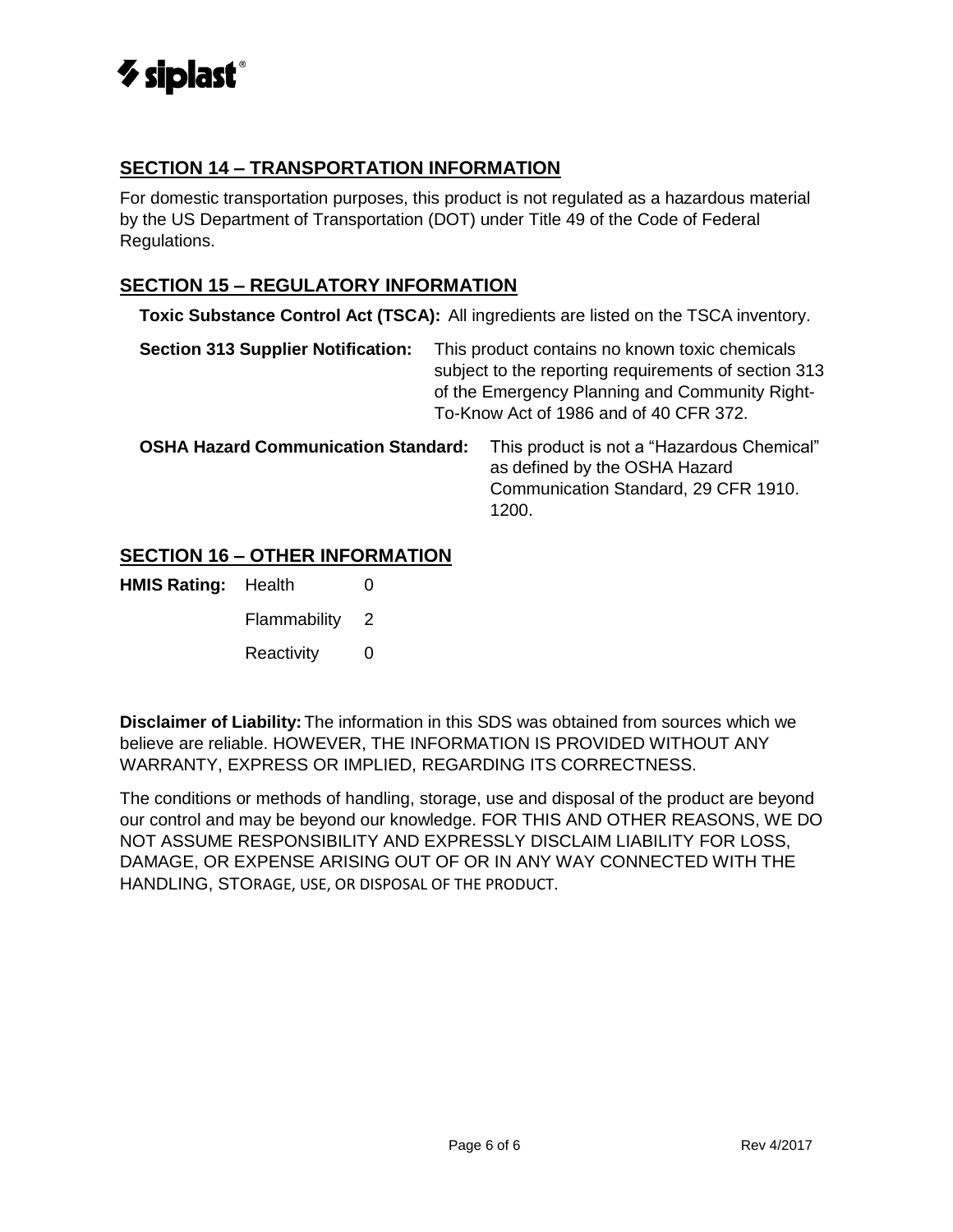## SECTION 14 – TRANSPORTATION INFORMATION

For domestic transportation purposes, this product is not regulated as a hazardous material by the US Department of Transportation (DOT) under Title 49 of the Code of Federal Regulations.

## SECTION 15 – REGULATORY INFORMATION

**Toxic Substance Control Act (TSCA):** All ingredients are listed on the TSCA inventory.

**Section 313 Supplier Notification:** This product contains no known toxic chemicals subject to the reporting requirements of section 313 of the Emergency Planning and Community Right-To-Know Act of 1986 and of 40 CFR 372.

**OSHA Hazard Communication Standard:** This product is not a "Hazardous Chemical" as defined by the OSHA Hazard Communication Standard, 29 CFR 1910. 1200.

## SECTION 16 – OTHER INFORMATION

| | | |
|---|---|---|
| **HMIS Rating:** | Health | 0 |
| | Flammability | 2 |
| | Reactivity | 0 |

**Disclaimer of Liability:** The information in this SDS was obtained from sources which we believe are reliable. HOWEVER, THE INFORMATION IS PROVIDED WITHOUT ANY WARRANTY, EXPRESS OR IMPLIED, REGARDING ITS CORRECTNESS.

The conditions or methods of handling, storage, use and disposal of the product are beyond our control and may be beyond our knowledge. FOR THIS AND OTHER REASONS, WE DO NOT ASSUME RESPONSIBILITY AND EXPRESSLY DISCLAIM LIABILITY FOR LOSS, DAMAGE, OR EXPENSE ARISING OUT OF OR IN ANY WAY CONNECTED WITH THE HANDLING, STORAGE, USE, OR DISPOSAL OF THE PRODUCT.

Rev 4/2017